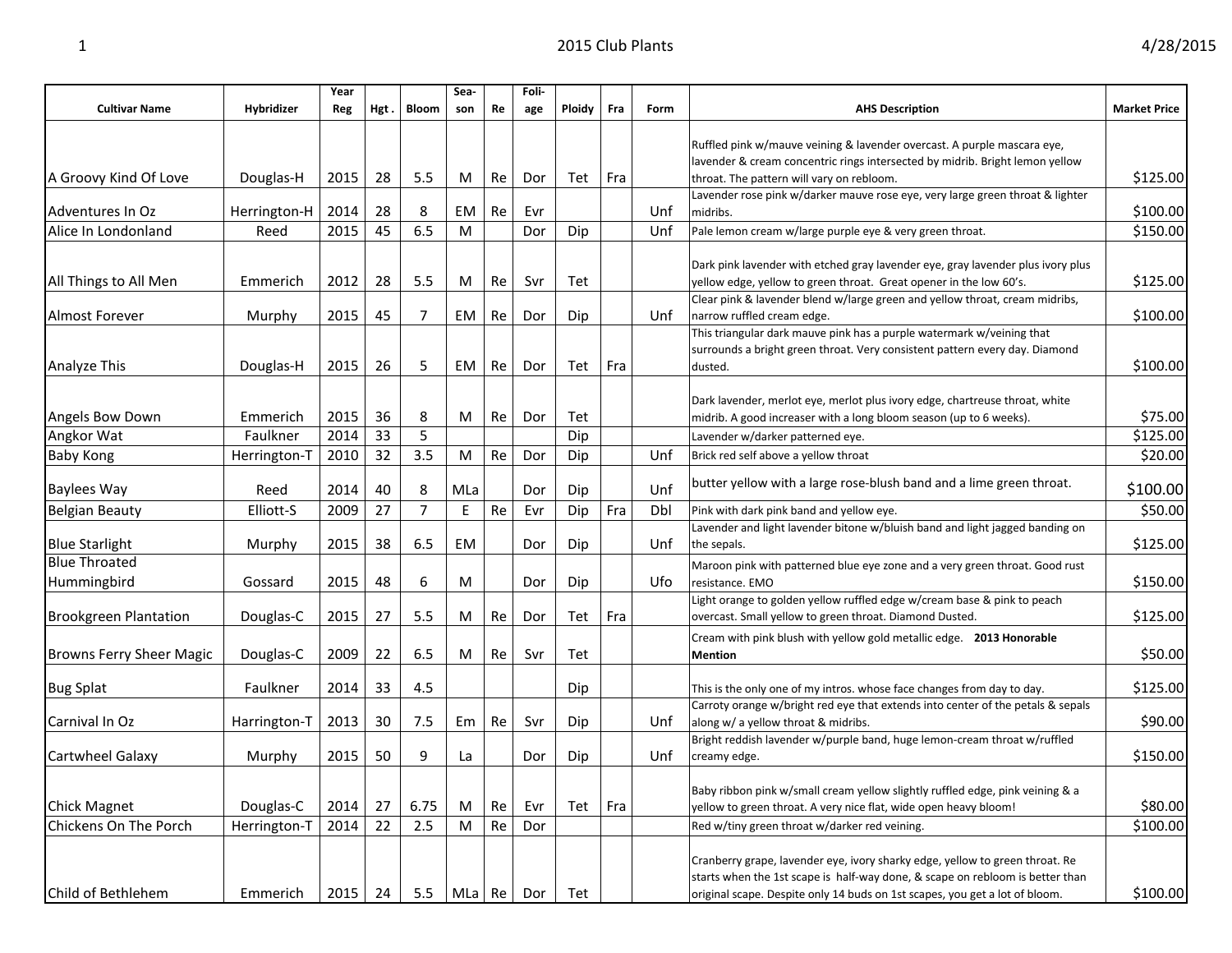# 2015 Club Plants

| Cultivar Name | Hybridizer | Year Reg | Hgt . | Bloom | Sea-son | Re | Foli-age | Ploidy | Fra | Form | AHS Description | Market Price |
|---|---|---|---|---|---|---|---|---|---|---|---|---|
| A Groovy Kind Of Love | Douglas-H | 2015 | 28 | 5.5 | M | Re | Dor | Tet | Fra | | Ruffled pink w/mauve veining & lavender overcast. A purple mascara eye, lavender & cream concentric rings intersected by midrib. Bright lemon yellow throat. The pattern will vary on rebloom. | $125.00 |
| Adventures In Oz | Herrington-H | 2014 | 28 | 8 | EM | Re | Evr | | | Unf | Lavender rose pink w/darker mauve rose eye, very large green throat & lighter midribs. | $100.00 |
| Alice In Londonland | Reed | 2015 | 45 | 6.5 | M | | Dor | Dip | | Unf | Pale lemon cream w/large purple eye & very green throat. | $150.00 |
| All Things to All Men | Emmerich | 2012 | 28 | 5.5 | M | Re | Svr | Tet | | | Dark pink lavender with etched gray lavender eye, gray lavender plus ivory plus yellow edge, yellow to green throat. Great opener in the low 60's. | $125.00 |
| Almost Forever | Murphy | 2015 | 45 | 7 | EM | Re | Dor | Dip | | Unf | Clear pink & lavender blend w/large green and yellow throat, cream midribs, narrow ruffled cream edge. | $100.00 |
| Analyze This | Douglas-H | 2015 | 26 | 5 | EM | Re | Dor | Tet | Fra | | This triangular dark mauve pink has a purple watermark w/veining that surrounds a bright green throat. Very consistent pattern every day. Diamond dusted. | $100.00 |
| Angels Bow Down | Emmerich | 2015 | 36 | 8 | M | Re | Dor | Tet | | | Dark lavender, merlot eye, merlot plus ivory edge, chartreuse throat, white midrib. A good increaser with a long bloom season (up to 6 weeks). | $75.00 |
| Angkor Wat | Faulkner | 2014 | 33 | 5 | | | | Dip | | | Lavender w/darker patterned eye. | $125.00 |
| Baby Kong | Herrington-T | 2010 | 32 | 3.5 | M | Re | Dor | Dip | | Unf | Brick red self above a yellow throat | $20.00 |
| Baylees Way | Reed | 2014 | 40 | 8 | MLa | | Dor | Dip | | Unf | butter yellow with a large rose-blush band and a lime green throat. | $100.00 |
| Belgian Beauty | Elliott-S | 2009 | 27 | 7 | E | Re | Evr | Dip | Fra | Dbl | Pink with dark pink band and yellow eye. | $50.00 |
| Blue Starlight | Murphy | 2015 | 38 | 6.5 | EM | | Dor | Dip | | Unf | Lavender and light lavender bitone w/bluish band and light jagged banding on the sepals. | $125.00 |
| Blue Throated Hummingbird | Gossard | 2015 | 48 | 6 | M | | Dor | Dip | | Ufo | Maroon pink with patterned blue eye zone and a very green throat. Good rust resistance. EMO | $150.00 |
| Brookgreen Plantation | Douglas-C | 2015 | 27 | 5.5 | M | Re | Dor | Tet | Fra | | Light orange to golden yellow ruffled edge w/cream base & pink to peach overcast. Small yellow to green throat. Diamond Dusted. | $125.00 |
| Browns Ferry Sheer Magic | Douglas-C | 2009 | 22 | 6.5 | M | Re | Svr | Tet | | | Cream with pink blush with yellow gold metallic edge. **2013 Honorable Mention** | $50.00 |
| Bug Splat | Faulkner | 2014 | 33 | 4.5 | | | | Dip | | | This is the only one of my intros. whose face changes from day to day. | $125.00 |
| Carnival In Oz | Harrington-T | 2013 | 30 | 7.5 | Em | Re | Svr | Dip | | Unf | Carroty orange w/bright red eye that extends into center of the petals & sepals along w/ a yellow throat & midribs. | $90.00 |
| Cartwheel Galaxy | Murphy | 2015 | 50 | 9 | La | | Dor | Dip | | Unf | Bright reddish lavender w/purple band, huge lemon-cream throat w/ruffled creamy edge. | $150.00 |
| Chick Magnet | Douglas-C | 2014 | 27 | 6.75 | M | Re | Evr | Tet | Fra | | Baby ribbon pink w/small cream yellow slightly ruffled edge, pink veining & a yellow to green throat. A very nice flat, wide open heavy bloom! | $80.00 |
| Chickens On The Porch | Herrington-T | 2014 | 22 | 2.5 | M | Re | Dor | | | | Red w/tiny green throat w/darker red veining. | $100.00 |
| Child of Bethlehem | Emmerich | 2015 | 24 | 5.5 | MLa | Re | Dor | Tet | | | Cranberry grape, lavender eye, ivory sharky edge, yellow to green throat. Re starts when the 1st scape is half-way done, & scape on rebloom is better than original scape. Despite only 14 buds on 1st scapes, you get a lot of bloom. | $100.00 |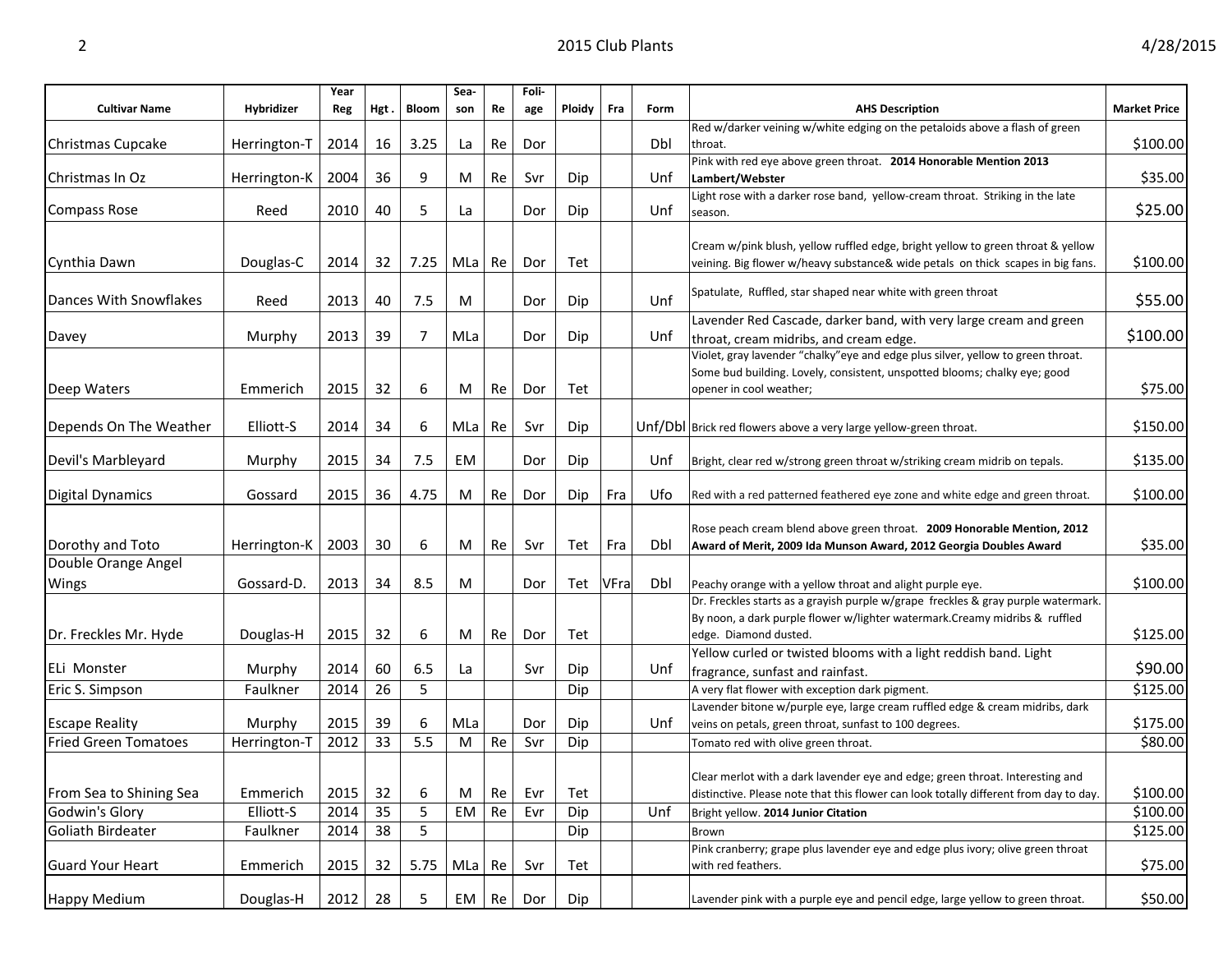| Cultivar Name | Hybridizer | Year Reg | Hgt . | Bloom | Sea-son | Re | Foli-age | Ploidy | Fra | Form | AHS Description | Market Price |
|---|---|---|---|---|---|---|---|---|---|---|---|---|
| Christmas Cupcake | Herrington-T | 2014 | 16 | 3.25 | La | Re | Dor | | | Dbl | Red w/darker veining w/white edging on the petaloids above a flash of green throat. | $100.00 |
| Christmas In Oz | Herrington-K | 2004 | 36 | 9 | M | Re | Svr | Dip | | Unf | Pink with red eye above green throat. **2014 Honorable Mention 2013 Lambert/Webster** | $35.00 |
| Compass Rose | Reed | 2010 | 40 | 5 | La | | Dor | Dip | | Unf | Light rose with a darker rose band, yellow-cream throat. Striking in the late season. | $25.00 |
| Cynthia Dawn | Douglas-C | 2014 | 32 | 7.25 | MLa | Re | Dor | Tet | | | Cream w/pink blush, yellow ruffled edge, bright yellow to green throat & yellow veining. Big flower w/heavy substance& wide petals on thick scapes in big fans. | $100.00 |
| Dances With Snowflakes | Reed | 2013 | 40 | 7.5 | M | | Dor | Dip | | Unf | Spatulate, Ruffled, star shaped near white with green throat | $55.00 |
| Davey | Murphy | 2013 | 39 | 7 | MLa | | Dor | Dip | | Unf | Lavender Red Cascade, darker band, with very large cream and green throat, cream midribs, and cream edge. | $100.00 |
| Deep Waters | Emmerich | 2015 | 32 | 6 | M | Re | Dor | Tet | | | Violet, gray lavender "chalky"eye and edge plus silver, yellow to green throat. Some bud building. Lovely, consistent, unspotted blooms; chalky eye; good opener in cool weather; | $75.00 |
| Depends On The Weather | Elliott-S | 2014 | 34 | 6 | MLa | Re | Svr | Dip | | Unf/Dbl | Brick red flowers above a very large yellow-green throat. | $150.00 |
| Devil's Marbleyard | Murphy | 2015 | 34 | 7.5 | EM | | Dor | Dip | | Unf | Bright, clear red w/strong green throat w/striking cream midrib on tepals. | $135.00 |
| Digital Dynamics | Gossard | 2015 | 36 | 4.75 | M | Re | Dor | Dip | Fra | Ufo | Red with a red patterned feathered eye zone and white edge and green throat. | $100.00 |
| Dorothy and Toto | Herrington-K | 2003 | 30 | 6 | M | Re | Svr | Tet | Fra | Dbl | Rose peach cream blend above green throat. **2009 Honorable Mention, 2012 Award of Merit, 2009 Ida Munson Award, 2012 Georgia Doubles Award** | $35.00 |
| Double Orange Angel Wings | Gossard-D. | 2013 | 34 | 8.5 | M | | Dor | Tet | VFra | Dbl | Peachy orange with a yellow throat and alight purple eye. | $100.00 |
| Dr. Freckles Mr. Hyde | Douglas-H | 2015 | 32 | 6 | M | Re | Dor | Tet | | | Dr. Freckles starts as a grayish purple w/grape freckles & gray purple watermark. By noon, a dark purple flower w/lighter watermark.Creamy midribs & ruffled edge. Diamond dusted. | $125.00 |
| ELi Monster | Murphy | 2014 | 60 | 6.5 | La | | Svr | Dip | | Unf | Yellow curled or twisted blooms with a light reddish band. Light fragrance, sunfast and rainfast. | $90.00 |
| Eric S. Simpson | Faulkner | 2014 | 26 | 5 | | | | Dip | | | A very flat flower with exception dark pigment. | $125.00 |
| Escape Reality | Murphy | 2015 | 39 | 6 | MLa | | Dor | Dip | | Unf | Lavender bitone w/purple eye, large cream ruffled edge & cream midribs, dark veins on petals, green throat, sunfast to 100 degrees. | $175.00 |
| Fried Green Tomatoes | Herrington-T | 2012 | 33 | 5.5 | M | Re | Svr | Dip | | | Tomato red with olive green throat. | $80.00 |
| From Sea to Shining Sea | Emmerich | 2015 | 32 | 6 | M | Re | Evr | Tet | | | Clear merlot with a dark lavender eye and edge; green throat. Interesting and distinctive. Please note that this flower can look totally different from day to day. | $100.00 |
| Godwin's Glory | Elliott-S | 2014 | 35 | 5 | EM | Re | Evr | Dip | | Unf | Bright yellow. **2014 Junior Citation** | $100.00 |
| Goliath Birdeater | Faulkner | 2014 | 38 | 5 | | | | Dip | | | Brown | $125.00 |
| Guard Your Heart | Emmerich | 2015 | 32 | 5.75 | MLa | Re | Svr | Tet | | | Pink cranberry; grape plus lavender eye and edge plus ivory; olive green throat with red feathers. | $75.00 |
| Happy Medium | Douglas-H | 2012 | 28 | 5 | EM | Re | Dor | Dip | | | Lavender pink with a purple eye and pencil edge, large yellow to green throat. | $50.00 |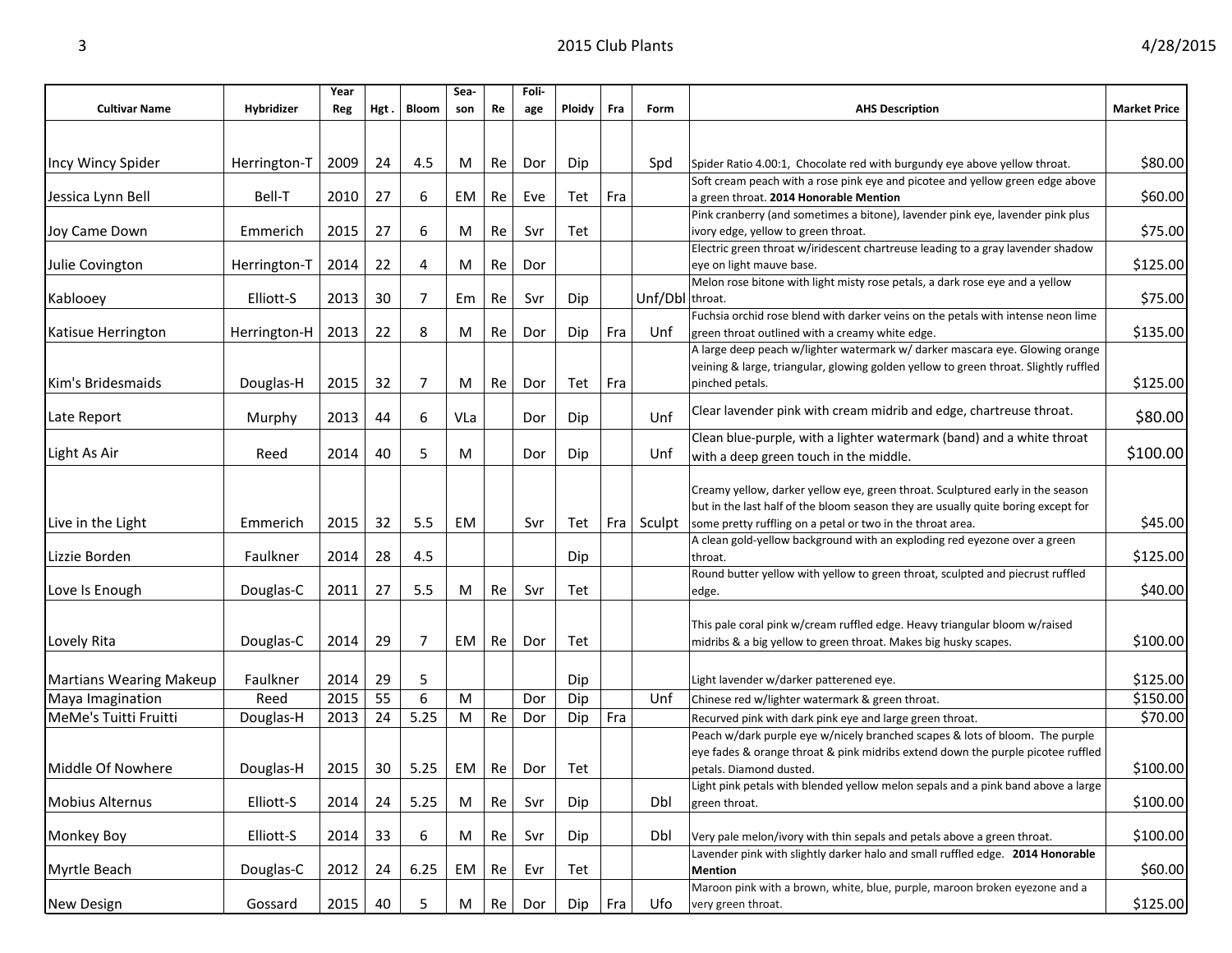| Cultivar Name | Hybridizer | Year Reg | Hgt . | Bloom | Sea-son | Re | Foli-age | Ploidy | Fra | Form | AHS Description | Market Price |
|---|---|---|---|---|---|---|---|---|---|---|---|---|
| Incy Wincy Spider | Herrington-T | 2009 | 24 | 4.5 | M | Re | Dor | Dip | | Spd | Spider Ratio 4.00:1, Chocolate red with burgundy eye above yellow throat. | $80.00 |
| Jessica Lynn Bell | Bell-T | 2010 | 27 | 6 | EM | Re | Eve | Tet | Fra | | Soft cream peach with a rose pink eye and picotee and yellow green edge above a green throat. **2014 Honorable Mention** | $60.00 |
| Joy Came Down | Emmerich | 2015 | 27 | 6 | M | Re | Svr | Tet | | | Pink cranberry (and sometimes a bitone), lavender pink eye, lavender pink plus ivory edge, yellow to green throat. | $75.00 |
| Julie Covington | Herrington-T | 2014 | 22 | 4 | M | Re | Dor | | | | Electric green throat w/iridescent chartreuse leading to a gray lavender shadow eye on light mauve base. | $125.00 |
| Kablooey | Elliott-S | 2013 | 30 | 7 | Em | Re | Svr | Dip | | Unf/Dbl | Melon rose bitone with light misty rose petals, a dark rose eye and a yellow throat. | $75.00 |
| Katisue Herrington | Herrington-H | 2013 | 22 | 8 | M | Re | Dor | Dip | Fra | Unf | Fuchsia orchid rose blend with darker veins on the petals with intense neon lime green throat outlined with a creamy white edge. | $135.00 |
| Kim's Bridesmaids | Douglas-H | 2015 | 32 | 7 | M | Re | Dor | Tet | Fra | | A large deep peach w/lighter watermark w/ darker mascara eye. Glowing orange veining & large, triangular, glowing golden yellow to green throat. Slightly ruffled pinched petals. | $125.00 |
| Late Report | Murphy | 2013 | 44 | 6 | VLa | | Dor | Dip | | Unf | Clear lavender pink with cream midrib and edge, chartreuse throat. | $80.00 |
| Light As Air | Reed | 2014 | 40 | 5 | M | | Dor | Dip | | Unf | Clean blue-purple, with a lighter watermark (band) and a white throat with a deep green touch in the middle. | $100.00 |
| Live in the Light | Emmerich | 2015 | 32 | 5.5 | EM | | Svr | Tet | Fra | Sculpt | Creamy yellow, darker yellow eye, green throat. Sculptured early in the season but in the last half of the bloom season they are usually quite boring except for some pretty ruffling on a petal or two in the throat area. | $45.00 |
| Lizzie Borden | Faulkner | 2014 | 28 | 4.5 | | | | Dip | | | A clean gold-yellow background with an exploding red eyezone over a green throat. | $125.00 |
| Love Is Enough | Douglas-C | 2011 | 27 | 5.5 | M | Re | Svr | Tet | | | Round butter yellow with yellow to green throat, sculpted and piecrust ruffled edge. | $40.00 |
| Lovely Rita | Douglas-C | 2014 | 29 | 7 | EM | Re | Dor | Tet | | | This pale coral pink w/cream ruffled edge. Heavy triangular bloom w/raised midribs & a big yellow to green throat. Makes big husky scapes. | $100.00 |
| Martians Wearing Makeup | Faulkner | 2014 | 29 | 5 | | | | Dip | | | Light lavender w/darker patterened eye. | $125.00 |
| Maya Imagination | Reed | 2015 | 55 | 6 | M | | Dor | Dip | | Unf | Chinese red w/lighter watermark & green throat. | $150.00 |
| MeMe's Tuitti Fruitti | Douglas-H | 2013 | 24 | 5.25 | M | Re | Dor | Dip | Fra | | Recurved pink with dark pink eye and large green throat. | $70.00 |
| Middle Of Nowhere | Douglas-H | 2015 | 30 | 5.25 | EM | Re | Dor | Tet | | | Peach w/dark purple eye w/nicely branched scapes & lots of bloom. The purple eye fades & orange throat & pink midribs extend down the purple picotee ruffled petals. Diamond dusted. | $100.00 |
| Mobius Alternus | Elliott-S | 2014 | 24 | 5.25 | M | Re | Svr | Dip | | Dbl | Light pink petals with blended yellow melon sepals and a pink band above a large green throat. | $100.00 |
| Monkey Boy | Elliott-S | 2014 | 33 | 6 | M | Re | Svr | Dip | | Dbl | Very pale melon/ivory with thin sepals and petals above a green throat. | $100.00 |
| Myrtle Beach | Douglas-C | 2012 | 24 | 6.25 | EM | Re | Evr | Tet | | | Lavender pink with slightly darker halo and small ruffled edge. **2014 Honorable Mention** | $60.00 |
| New Design | Gossard | 2015 | 40 | 5 | M | Re | Dor | Dip | Fra | Ufo | Maroon pink with a brown, white, blue, purple, maroon broken eyezone and a very green throat. | $125.00 |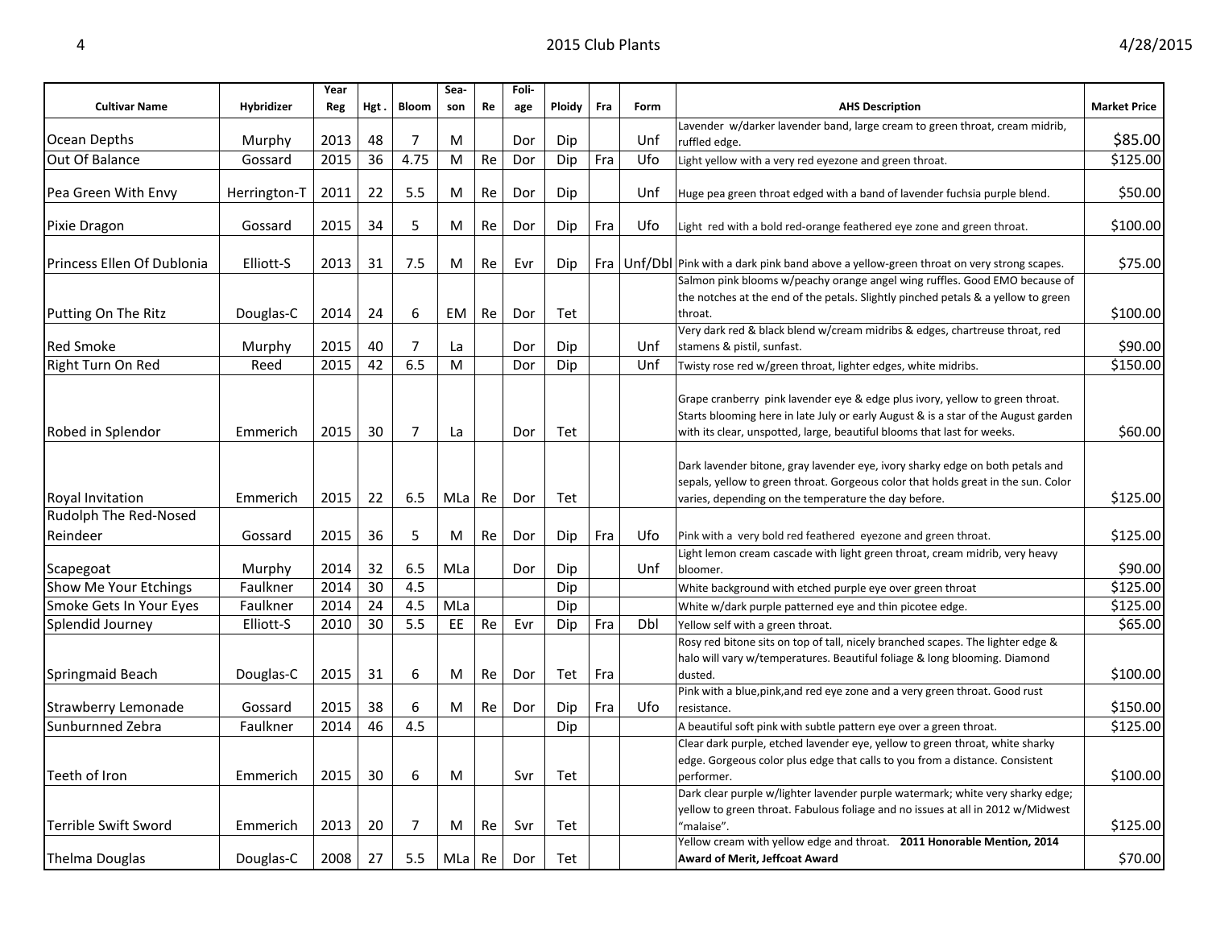| Cultivar Name | Hybridizer | Year Reg | Hgt . | Bloom | Season | Re | Foliage | Ploidy | Fra | Form | AHS Description | Market Price |
|---|---|---|---|---|---|---|---|---|---|---|---|---|
| Ocean Depths | Murphy | 2013 | 48 | 7 | M | | Dor | Dip | | Unf | Lavender w/darker lavender band, large cream to green throat, cream midrib, ruffled edge. | $85.00 |
| Out Of Balance | Gossard | 2015 | 36 | 4.75 | M | Re | Dor | Dip | Fra | Ufo | Light yellow with a very red eyezone and green throat. | $125.00 |
| Pea Green With Envy | Herrington-T | 2011 | 22 | 5.5 | M | Re | Dor | Dip | | Unf | Huge pea green throat edged with a band of lavender fuchsia purple blend. | $50.00 |
| Pixie Dragon | Gossard | 2015 | 34 | 5 | M | Re | Dor | Dip | Fra | Ufo | Light red with a bold red-orange feathered eye zone and green throat. | $100.00 |
| Princess Ellen Of Dublonia | Elliott-S | 2013 | 31 | 7.5 | M | Re | Evr | Dip | Fra | Unf/Dbl | Pink with a dark pink band above a yellow-green throat on very strong scapes. | $75.00 |
| Putting On The Ritz | Douglas-C | 2014 | 24 | 6 | EM | Re | Dor | Tet | | | Salmon pink blooms w/peachy orange angel wing ruffles. Good EMO because of the notches at the end of the petals. Slightly pinched petals & a yellow to green throat. | $100.00 |
| Red Smoke | Murphy | 2015 | 40 | 7 | La | | Dor | Dip | | Unf | Very dark red & black blend w/cream midribs & edges, chartreuse throat, red stamens & pistil, sunfast. | $90.00 |
| Right Turn On Red | Reed | 2015 | 42 | 6.5 | M | | Dor | Dip | | Unf | Twisty rose red w/green throat, lighter edges, white midribs. | $150.00 |
| Robed in Splendor | Emmerich | 2015 | 30 | 7 | La | | Dor | Tet | | | Grape cranberry pink lavender eye & edge plus ivory, yellow to green throat. Starts blooming here in late July or early August & is a star of the August garden with its clear, unspotted, large, beautiful blooms that last for weeks. | $60.00 |
| Royal Invitation | Emmerich | 2015 | 22 | 6.5 | MLa | Re | Dor | Tet | | | Dark lavender bitone, gray lavender eye, ivory sharky edge on both petals and sepals, yellow to green throat. Gorgeous color that holds great in the sun. Color varies, depending on the temperature the day before. | $125.00 |
| Rudolph The Red-Nosed Reindeer | Gossard | 2015 | 36 | 5 | M | Re | Dor | Dip | Fra | Ufo | Pink with a very bold red feathered eyezone and green throat. | $125.00 |
| Scapegoat | Murphy | 2014 | 32 | 6.5 | MLa | | Dor | Dip | | Unf | Light lemon cream cascade with light green throat, cream midrib, very heavy bloomer. | $90.00 |
| Show Me Your Etchings | Faulkner | 2014 | 30 | 4.5 | | | | Dip | | | White background with etched purple eye over green throat | $125.00 |
| Smoke Gets In Your Eyes | Faulkner | 2014 | 24 | 4.5 | MLa | | | Dip | | | White w/dark purple patterned eye and thin picotee edge. | $125.00 |
| Splendid Journey | Elliott-S | 2010 | 30 | 5.5 | EE | Re | Evr | Dip | Fra | Dbl | Yellow self with a green throat. | $65.00 |
| Springmaid Beach | Douglas-C | 2015 | 31 | 6 | M | Re | Dor | Tet | Fra | | Rosy red bitone sits on top of tall, nicely branched scapes. The lighter edge & halo will vary w/temperatures. Beautiful foliage & long blooming. Diamond dusted. | $100.00 |
| Strawberry Lemonade | Gossard | 2015 | 38 | 6 | M | Re | Dor | Dip | Fra | Ufo | Pink with a blue,pink,and red eye zone and a very green throat. Good rust resistance. | $150.00 |
| Sunburnned Zebra | Faulkner | 2014 | 46 | 4.5 | | | | Dip | | | A beautiful soft pink with subtle pattern eye over a green throat. | $125.00 |
| Teeth of Iron | Emmerich | 2015 | 30 | 6 | M | | Svr | Tet | | | Clear dark purple, etched lavender eye, yellow to green throat, white sharky edge. Gorgeous color plus edge that calls to you from a distance. Consistent performer. | $100.00 |
| Terrible Swift Sword | Emmerich | 2013 | 20 | 7 | M | Re | Svr | Tet | | | Dark clear purple w/lighter lavender purple watermark; white very sharky edge; yellow to green throat. Fabulous foliage and no issues at all in 2012 w/Midwest "malaise". | $125.00 |
| Thelma Douglas | Douglas-C | 2008 | 27 | 5.5 | MLa | Re | Dor | Tet | | | Yellow cream with yellow edge and throat. **2011 Honorable Mention, 2014 Award of Merit, Jeffcoat Award** | $70.00 |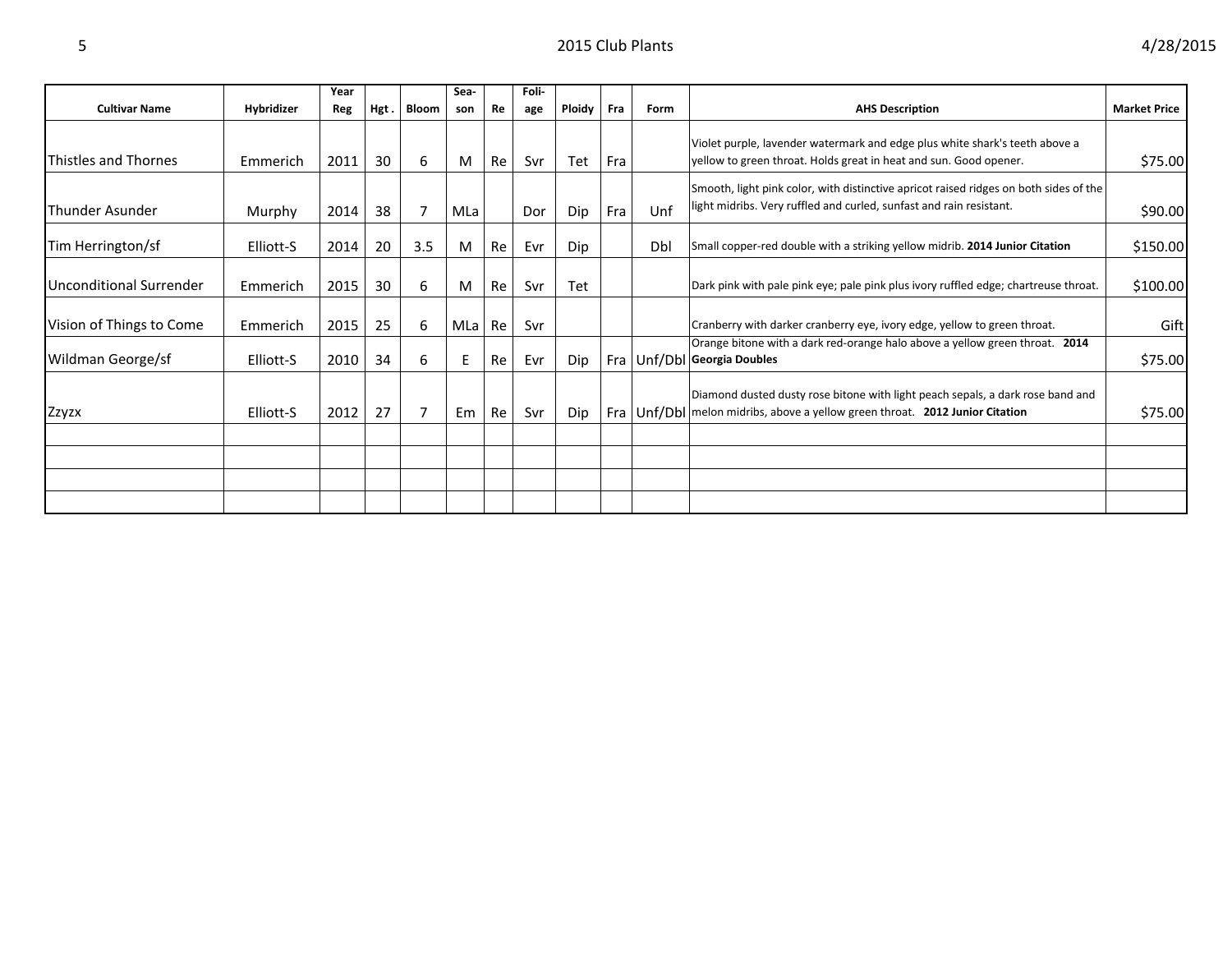| Cultivar Name | Hybridizer | Year Reg | Hgt . | Bloom | Sea-son | Re | Foli-age | Ploidy | Fra | Form | AHS Description | Market Price |
|---|---|---|---|---|---|---|---|---|---|---|---|---|
| Thistles and Thornes | Emmerich | 2011 | 30 | 6 | M | Re | Svr | Tet | Fra | | Violet purple, lavender watermark and edge plus white shark's teeth above a yellow to green throat. Holds great in heat and sun. Good opener. | $75.00 |
| Thunder Asunder | Murphy | 2014 | 38 | 7 | MLa | | Dor | Dip | Fra | Unf | Smooth, light pink color, with distinctive apricot raised ridges on both sides of the light midribs. Very ruffled and curled, sunfast and rain resistant. | $90.00 |
| Tim Herrington/sf | Elliott-S | 2014 | 20 | 3.5 | M | Re | Evr | Dip | | Dbl | Small copper-red double with a striking yellow midrib. **2014 Junior Citation** | $150.00 |
| Unconditional Surrender | Emmerich | 2015 | 30 | 6 | M | Re | Svr | Tet | | | Dark pink with pale pink eye; pale pink plus ivory ruffled edge; chartreuse throat. | $100.00 |
| Vision of Things to Come | Emmerich | 2015 | 25 | 6 | MLa | Re | Svr | | | | Cranberry with darker cranberry eye, ivory edge, yellow to green throat. | Gift |
| Wildman George/sf | Elliott-S | 2010 | 34 | 6 | E | Re | Evr | Dip | Fra | Unf/Dbl | Orange bitone with a dark red-orange halo above a yellow green throat. **2014 Georgia Doubles** | $75.00 |
| Zzyzx | Elliott-S | 2012 | 27 | 7 | Em | Re | Svr | Dip | Fra | Unf/Dbl | Diamond dusted dusty rose bitone with light peach sepals, a dark rose band and melon midribs, above a yellow green throat. **2012 Junior Citation** | $75.00 |
| | | | | | | | | | | | | |
| | | | | | | | | | | | | |
| | | | | | | | | | | | | |
| | | | | | | | | | | | | |